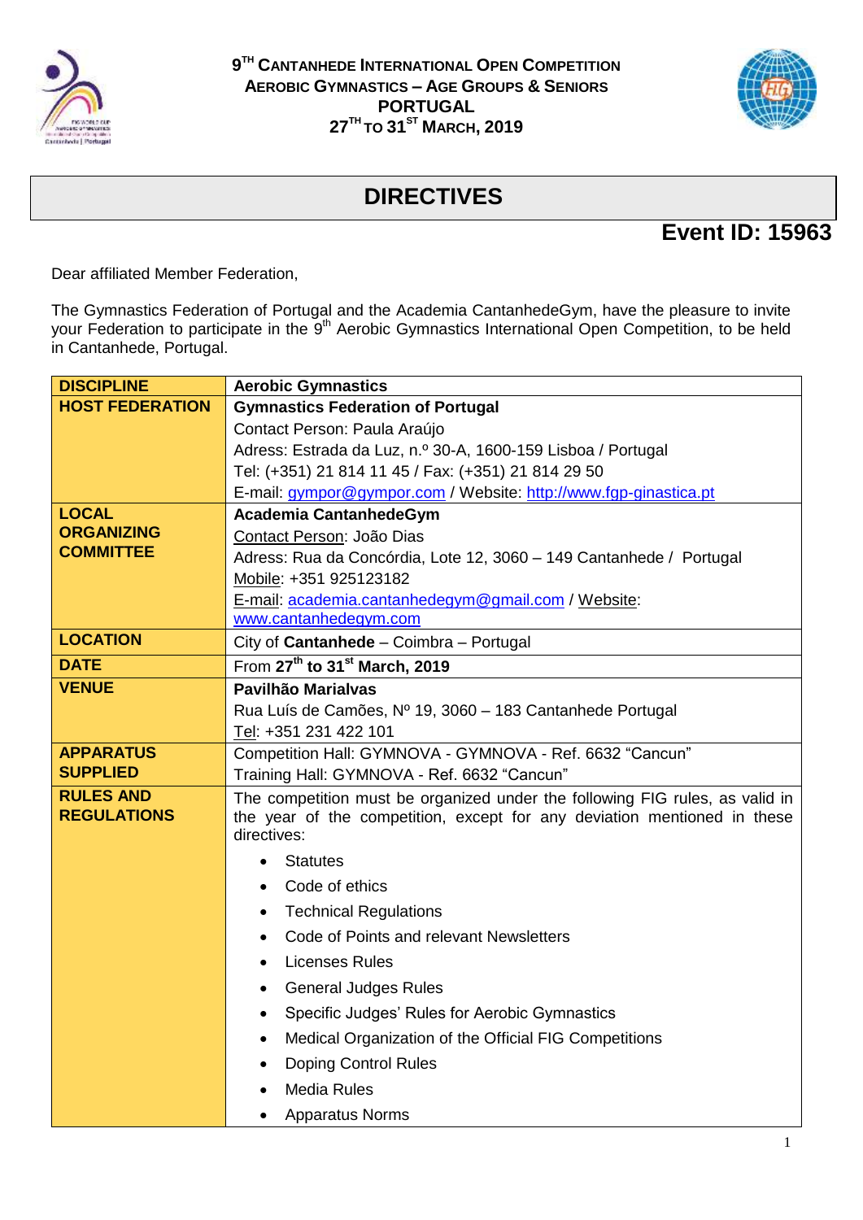**9TH CANTANHEDE INTERNATIONAL OPEN COMPETITION**
**AEROBIC GYMNASTICS – AGE GROUPS & SENIORS**
**PORTUGAL**
**27TH TO 31ST MARCH, 2019**

# DIRECTIVES

## Event ID: 15963

Dear affiliated Member Federation,

The Gymnastics Federation of Portugal and the Academia CantanhedeGym, have the pleasure to invite your Federation to participate in the 9th Aerobic Gymnastics International Open Competition, to be held in Cantanhede, Portugal.

| | |
|---|---|
| **DISCIPLINE** | **Aerobic Gymnastics** |
| **HOST FEDERATION** | **Gymnastics Federation of Portugal**<br>Contact Person: Paula Araújo<br>Adress: Estrada da Luz, n.º 30-A, 1600-159 Lisboa / Portugal<br>Tel: (+351) 21 814 11 45 / Fax: (+351) 21 814 29 50<br>E-mail: gympor@gympor.com / Website: http://www.fgp-ginastica.pt |
| **LOCAL ORGANIZING COMMITTEE** | **Academia CantanhedeGym**<br>Contact Person: João Dias<br>Adress: Rua da Concórdia, Lote 12, 3060 – 149 Cantanhede / Portugal<br>Mobile: +351 925123182<br>E-mail: academia.cantanhedegym@gmail.com / Website: www.cantanhedegym.com |
| **LOCATION** | City of **Cantanhede** – Coimbra – Portugal |
| **DATE** | From **27th to 31st March, 2019** |
| **VENUE** | **Pavilhão Marialvas**<br>Rua Luís de Camões, Nº 19, 3060 – 183 Cantanhede Portugal<br>Tel: +351 231 422 101 |
| **APPARATUS SUPPLIED** | Competition Hall: GYMNOVA - GYMNOVA - Ref. 6632 "Cancun"<br>Training Hall: GYMNOVA - Ref. 6632 "Cancun" |
| **RULES AND REGULATIONS** | The competition must be organized under the following FIG rules, as valid in the year of the competition, except for any deviation mentioned in these directives:<br>• Statutes<br>• Code of ethics<br>• Technical Regulations<br>• Code of Points and relevant Newsletters<br>• Licenses Rules<br>• General Judges Rules<br>• Specific Judges' Rules for Aerobic Gymnastics<br>• Medical Organization of the Official FIG Competitions<br>• Doping Control Rules<br>• Media Rules<br>• Apparatus Norms |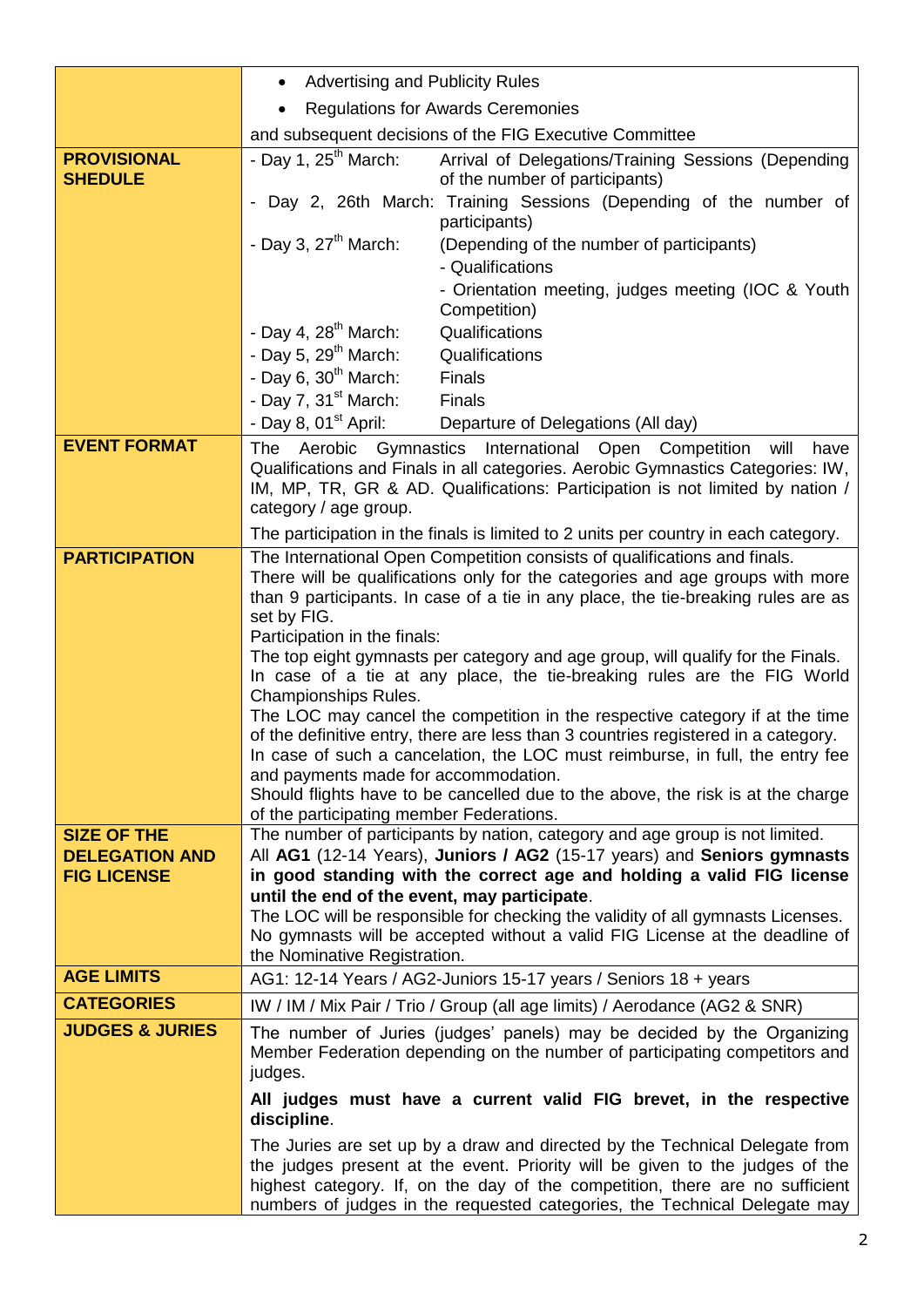| | |
|---|---|
| | • Advertising and Publicity Rules<br>• Regulations for Awards Ceremonies<br>and subsequent decisions of the FIG Executive Committee |
| **PROVISIONAL SHEDULE** | - Day 1, 25th March: Arrival of Delegations/Training Sessions (Depending of the number of participants)<br>- Day 2, 26th March: Training Sessions (Depending of the number of participants)<br>- Day 3, 27th March: (Depending of the number of participants)<br>- Qualifications<br>- Orientation meeting, judges meeting (IOC & Youth Competition)<br>- Day 4, 28th March: Qualifications<br>- Day 5, 29th March: Qualifications<br>- Day 6, 30th March: Finals<br>- Day 7, 31st March: Finals<br>- Day 8, 01st April: Departure of Delegations (All day) |
| **EVENT FORMAT** | The Aerobic Gymnastics International Open Competition will have Qualifications and Finals in all categories. Aerobic Gymnastics Categories: IW, IM, MP, TR, GR & AD. Qualifications: Participation is not limited by nation / category / age group.<br>The participation in the finals is limited to 2 units per country in each category. |
| **PARTICIPATION** | The International Open Competition consists of qualifications and finals. There will be qualifications only for the categories and age groups with more than 9 participants. In case of a tie in any place, the tie-breaking rules are as set by FIG.<br>Participation in the finals:<br>The top eight gymnasts per category and age group, will qualify for the Finals. In case of a tie at any place, the tie-breaking rules are the FIG World Championships Rules.<br>The LOC may cancel the competition in the respective category if at the time of the definitive entry, there are less than 3 countries registered in a category. In case of such a cancelation, the LOC must reimburse, in full, the entry fee and payments made for accommodation.<br>Should flights have to be cancelled due to the above, the risk is at the charge of the participating member Federations. |
| **SIZE OF THE DELEGATION AND FIG LICENSE** | The number of participants by nation, category and age group is not limited.<br>All **AG1** (12-14 Years), **Juniors / AG2** (15-17 years) and **Seniors gymnasts in good standing with the correct age and holding a valid FIG license until the end of the event, may participate**.<br>The LOC will be responsible for checking the validity of all gymnasts Licenses. No gymnasts will be accepted without a valid FIG License at the deadline of the Nominative Registration. |
| **AGE LIMITS** | AG1: 12-14 Years / AG2-Juniors 15-17 years / Seniors 18 + years |
| **CATEGORIES** | IW / IM / Mix Pair / Trio / Group (all age limits) / Aerodance (AG2 & SNR) |
| **JUDGES & JURIES** | The number of Juries (judges' panels) may be decided by the Organizing Member Federation depending on the number of participating competitors and judges.<br>**All judges must have a current valid FIG brevet, in the respective discipline**.<br>The Juries are set up by a draw and directed by the Technical Delegate from the judges present at the event. Priority will be given to the judges of the highest category. If, on the day of the competition, there are no sufficient numbers of judges in the requested categories, the Technical Delegate may |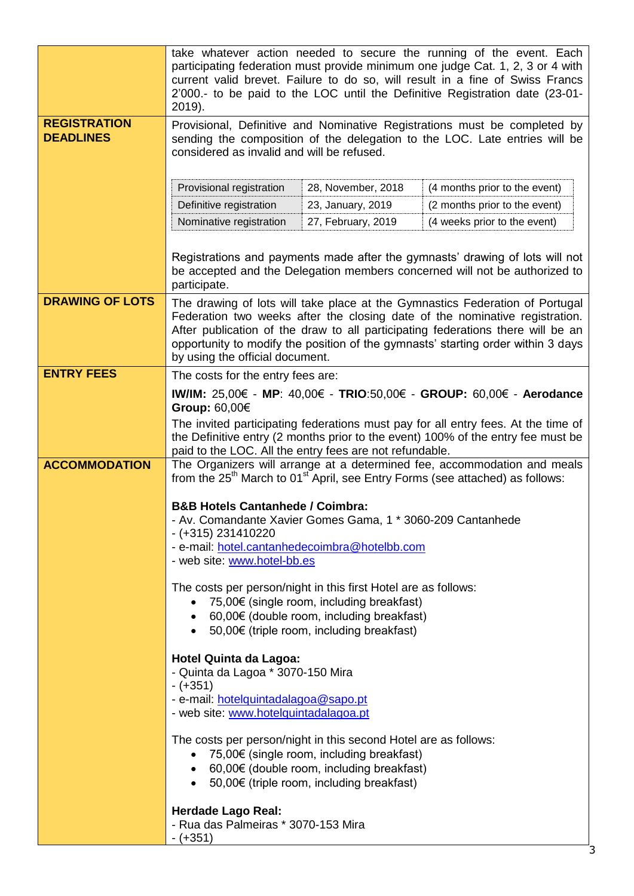| | |
|---|---|
| | take whatever action needed to secure the running of the event. Each participating federation must provide minimum one judge Cat. 1, 2, 3 or 4 with current valid brevet. Failure to do so, will result in a fine of Swiss Francs 2'000.- to be paid to the LOC until the Definitive Registration date (23-01-2019). |
| **REGISTRATION DEADLINES** | Provisional, Definitive and Nominative Registrations must be completed by sending the composition of the delegation to the LOC. Late entries will be considered as invalid and will be refused.<br><br>Provisional registration — 28, November, 2018 — (4 months prior to the event)<br>Definitive registration — 23, January, 2019 — (2 months prior to the event)<br>Nominative registration — 27, February, 2019 — (4 weeks prior to the event)<br><br>Registrations and payments made after the gymnasts' drawing of lots will not be accepted and the Delegation members concerned will not be authorized to participate. |
| **DRAWING OF LOTS** | The drawing of lots will take place at the Gymnastics Federation of Portugal Federation two weeks after the closing date of the nominative registration. After publication of the draw to all participating federations there will be an opportunity to modify the position of the gymnasts' starting order within 3 days by using the official document. |
| **ENTRY FEES** | The costs for the entry fees are:<br><br>**IW/IM:** 25,00€ - **MP**: 40,00€ - **TRIO**:50,00€ - **GROUP:** 60,00€ - **Aerodance Group:** 60,00€<br><br>The invited participating federations must pay for all entry fees. At the time of the Definitive entry (2 months prior to the event) 100% of the entry fee must be paid to the LOC. All the entry fees are not refundable. |
| **ACCOMMODATION** | The Organizers will arrange at a determined fee, accommodation and meals from the 25th March to 01st April, see Entry Forms (see attached) as follows:<br><br>**B&B Hotels Cantanhede / Coimbra:**<br>- Av. Comandante Xavier Gomes Gama, 1 * 3060-209 Cantanhede<br>- (+315) 231410220<br>- e-mail: hotel.cantanhedecoimbra@hotelbb.com<br>- web site: www.hotel-bb.es<br><br>The costs per person/night in this first Hotel are as follows:<br>• 75,00€ (single room, including breakfast)<br>• 60,00€ (double room, including breakfast)<br>• 50,00€ (triple room, including breakfast)<br><br>**Hotel Quinta da Lagoa:**<br>- Quinta da Lagoa * 3070-150 Mira<br>- (+351)<br>- e-mail: hotelquintadalagoa@sapo.pt<br>- web site: www.hotelquintadalagoa.pt<br><br>The costs per person/night in this second Hotel are as follows:<br>• 75,00€ (single room, including breakfast)<br>• 60,00€ (double room, including breakfast)<br>• 50,00€ (triple room, including breakfast)<br><br>**Herdade Lago Real:**<br>- Rua das Palmeiras * 3070-153 Mira<br>- (+351) |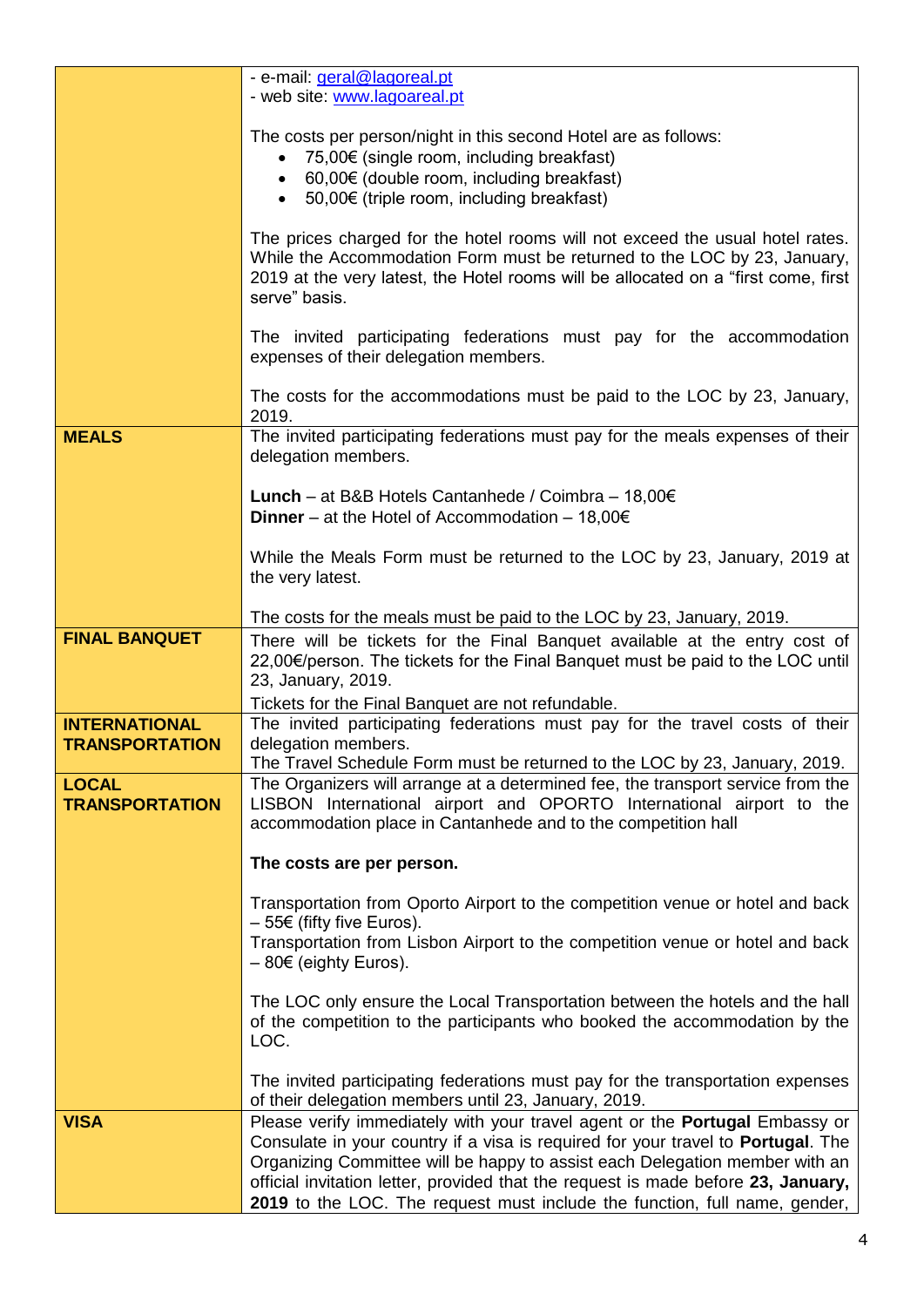| | |
|---|---|
| | - e-mail: geral@lagoareal.pt<br>- web site: www.lagoareal.pt<br><br>The costs per person/night in this second Hotel are as follows:<br>• 75,00€ (single room, including breakfast)<br>• 60,00€ (double room, including breakfast)<br>• 50,00€ (triple room, including breakfast)<br><br>The prices charged for the hotel rooms will not exceed the usual hotel rates. While the Accommodation Form must be returned to the LOC by 23, January, 2019 at the very latest, the Hotel rooms will be allocated on a "first come, first serve" basis.<br><br>The invited participating federations must pay for the accommodation expenses of their delegation members.<br><br>The costs for the accommodations must be paid to the LOC by 23, January, 2019. |
| **MEALS** | The invited participating federations must pay for the meals expenses of their delegation members.<br><br>**Lunch** – at B&B Hotels Cantanhede / Coimbra – 18,00€<br>**Dinner** – at the Hotel of Accommodation – 18,00€<br><br>While the Meals Form must be returned to the LOC by 23, January, 2019 at the very latest.<br><br>The costs for the meals must be paid to the LOC by 23, January, 2019. |
| **FINAL BANQUET** | There will be tickets for the Final Banquet available at the entry cost of 22,00€/person. The tickets for the Final Banquet must be paid to the LOC until 23, January, 2019.<br>Tickets for the Final Banquet are not refundable. |
| **INTERNATIONAL TRANSPORTATION** | The invited participating federations must pay for the travel costs of their delegation members.<br>The Travel Schedule Form must be returned to the LOC by 23, January, 2019. |
| **LOCAL TRANSPORTATION** | The Organizers will arrange at a determined fee, the transport service from the LISBON International airport and OPORTO International airport to the accommodation place in Cantanhede and to the competition hall<br><br>**The costs are per person.**<br><br>Transportation from Oporto Airport to the competition venue or hotel and back – 55€ (fifty five Euros).<br>Transportation from Lisbon Airport to the competition venue or hotel and back – 80€ (eighty Euros).<br><br>The LOC only ensure the Local Transportation between the hotels and the hall of the competition to the participants who booked the accommodation by the LOC.<br><br>The invited participating federations must pay for the transportation expenses of their delegation members until 23, January, 2019. |
| **VISA** | Please verify immediately with your travel agent or the **Portugal** Embassy or Consulate in your country if a visa is required for your travel to **Portugal**. The Organizing Committee will be happy to assist each Delegation member with an official invitation letter, provided that the request is made before **23, January, 2019** to the LOC. The request must include the function, full name, gender, |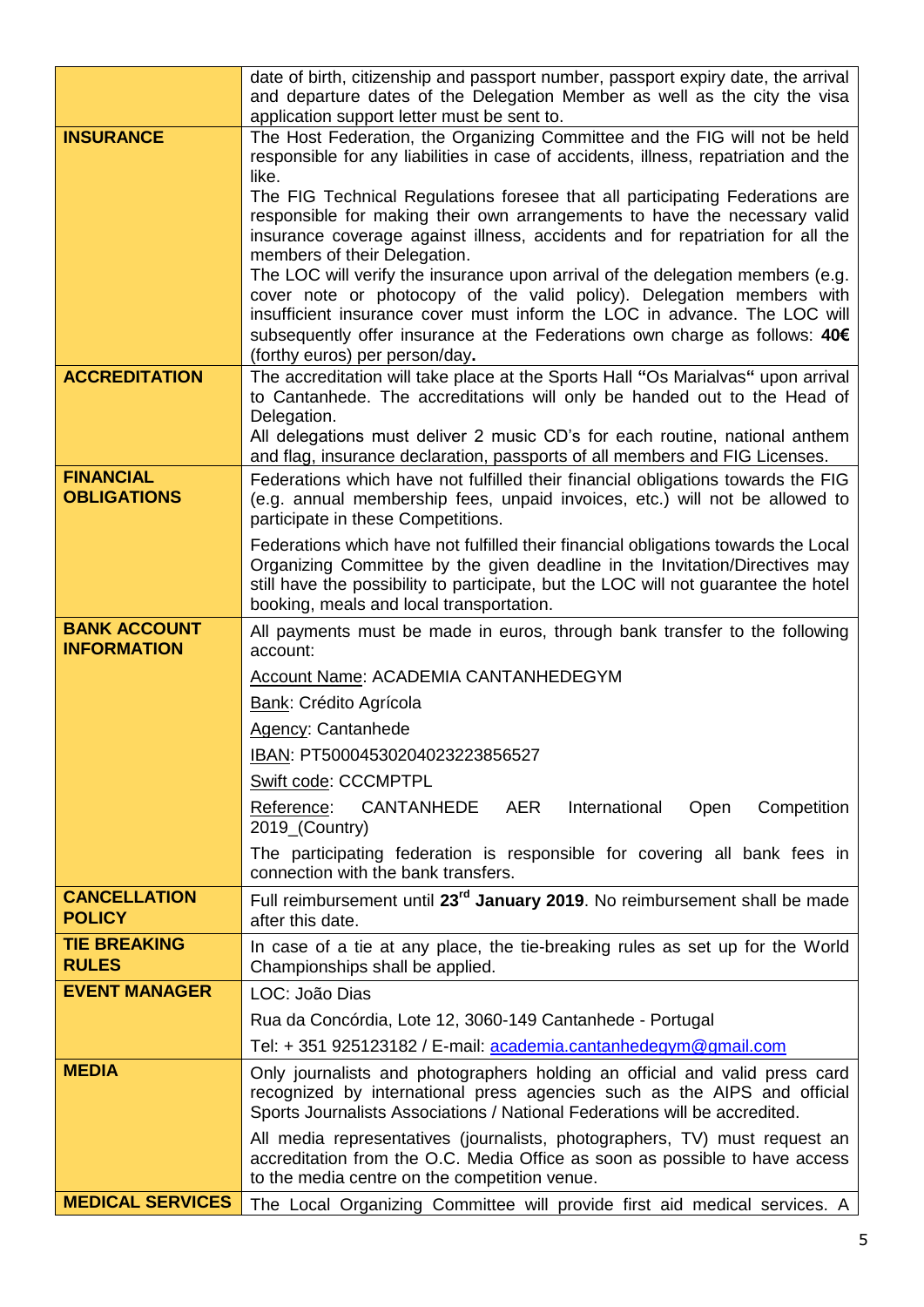| | |
|---|---|
| | date of birth, citizenship and passport number, passport expiry date, the arrival and departure dates of the Delegation Member as well as the city the visa application support letter must be sent to. |
| **INSURANCE** | The Host Federation, the Organizing Committee and the FIG will not be held responsible for any liabilities in case of accidents, illness, repatriation and the like.<br>The FIG Technical Regulations foresee that all participating Federations are responsible for making their own arrangements to have the necessary valid insurance coverage against illness, accidents and for repatriation for all the members of their Delegation.<br>The LOC will verify the insurance upon arrival of the delegation members (e.g. cover note or photocopy of the valid policy). Delegation members with insufficient insurance cover must inform the LOC in advance. The LOC will subsequently offer insurance at the Federations own charge as follows: **40€** (forthy euros) per person/day**.** |
| **ACCREDITATION** | The accreditation will take place at the Sports Hall **"**Os Marialvas**"** upon arrival to Cantanhede. The accreditations will only be handed out to the Head of Delegation.<br>All delegations must deliver 2 music CD's for each routine, national anthem and flag, insurance declaration, passports of all members and FIG Licenses. |
| **FINANCIAL OBLIGATIONS** | Federations which have not fulfilled their financial obligations towards the FIG (e.g. annual membership fees, unpaid invoices, etc.) will not be allowed to participate in these Competitions.<br>Federations which have not fulfilled their financial obligations towards the Local Organizing Committee by the given deadline in the Invitation/Directives may still have the possibility to participate, but the LOC will not guarantee the hotel booking, meals and local transportation. |
| **BANK ACCOUNT INFORMATION** | All payments must be made in euros, through bank transfer to the following account:<br>Account Name: ACADEMIA CANTANHEDEGYM<br>Bank: Crédito Agrícola<br>Agency: Cantanhede<br>IBAN: PT50004530204023223856527<br>Swift code: CCCMPTPL<br>Reference: CANTANHEDE AER International Open Competition 2019_(Country)<br>The participating federation is responsible for covering all bank fees in connection with the bank transfers. |
| **CANCELLATION POLICY** | Full reimbursement until **23rd January 2019**. No reimbursement shall be made after this date. |
| **TIE BREAKING RULES** | In case of a tie at any place, the tie-breaking rules as set up for the World Championships shall be applied. |
| **EVENT MANAGER** | LOC: João Dias<br>Rua da Concórdia, Lote 12, 3060-149 Cantanhede - Portugal<br>Tel: + 351 925123182 / E-mail: academia.cantanhedegym@gmail.com |
| **MEDIA** | Only journalists and photographers holding an official and valid press card recognized by international press agencies such as the AIPS and official Sports Journalists Associations / National Federations will be accredited.<br>All media representatives (journalists, photographers, TV) must request an accreditation from the O.C. Media Office as soon as possible to have access to the media centre on the competition venue. |
| **MEDICAL SERVICES** | The Local Organizing Committee will provide first aid medical services. A |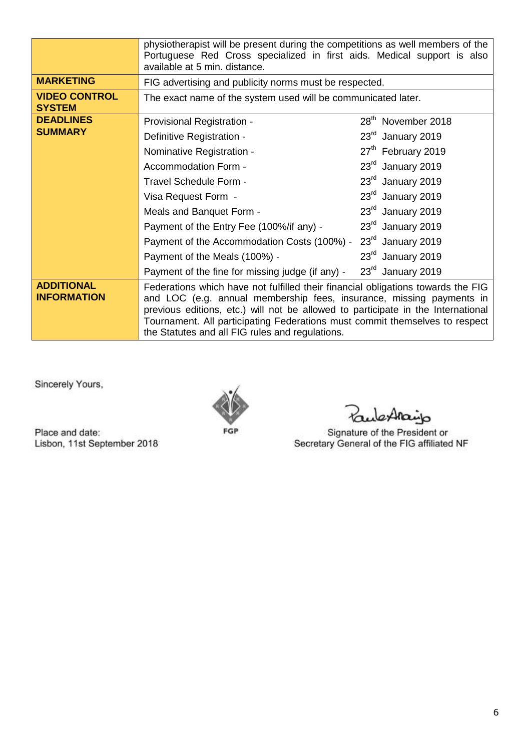| | |
|---|---|
| | physiotherapist will be present during the competitions as well members of the Portuguese Red Cross specialized in first aids. Medical support is also available at 5 min. distance. |
| **MARKETING** | FIG advertising and publicity norms must be respected. |
| **VIDEO CONTROL SYSTEM** | The exact name of the system used will be communicated later. |
| **DEADLINES SUMMARY** | Provisional Registration - 28th November 2018<br>Definitive Registration - 23rd January 2019<br>Nominative Registration - 27th February 2019<br>Accommodation Form - 23rd January 2019<br>Travel Schedule Form - 23rd January 2019<br>Visa Request Form - 23rd January 2019<br>Meals and Banquet Form - 23rd January 2019<br>Payment of the Entry Fee (100%/if any) - 23rd January 2019<br>Payment of the Accommodation Costs (100%) - 23rd January 2019<br>Payment of the Meals (100%) - 23rd January 2019<br>Payment of the fine for missing judge (if any) - 23rd January 2019 |
| **ADDITIONAL INFORMATION** | Federations which have not fulfilled their financial obligations towards the FIG and LOC (e.g. annual membership fees, insurance, missing payments in previous editions, etc.) will not be allowed to participate in the International Tournament. All participating Federations must commit themselves to respect the Statutes and all FIG rules and regulations. |

Sincerely Yours,

Place and date:
Lisbon, 11st September 2018

FGP

Signature of the President or
Secretary General of the FIG affiliated NF